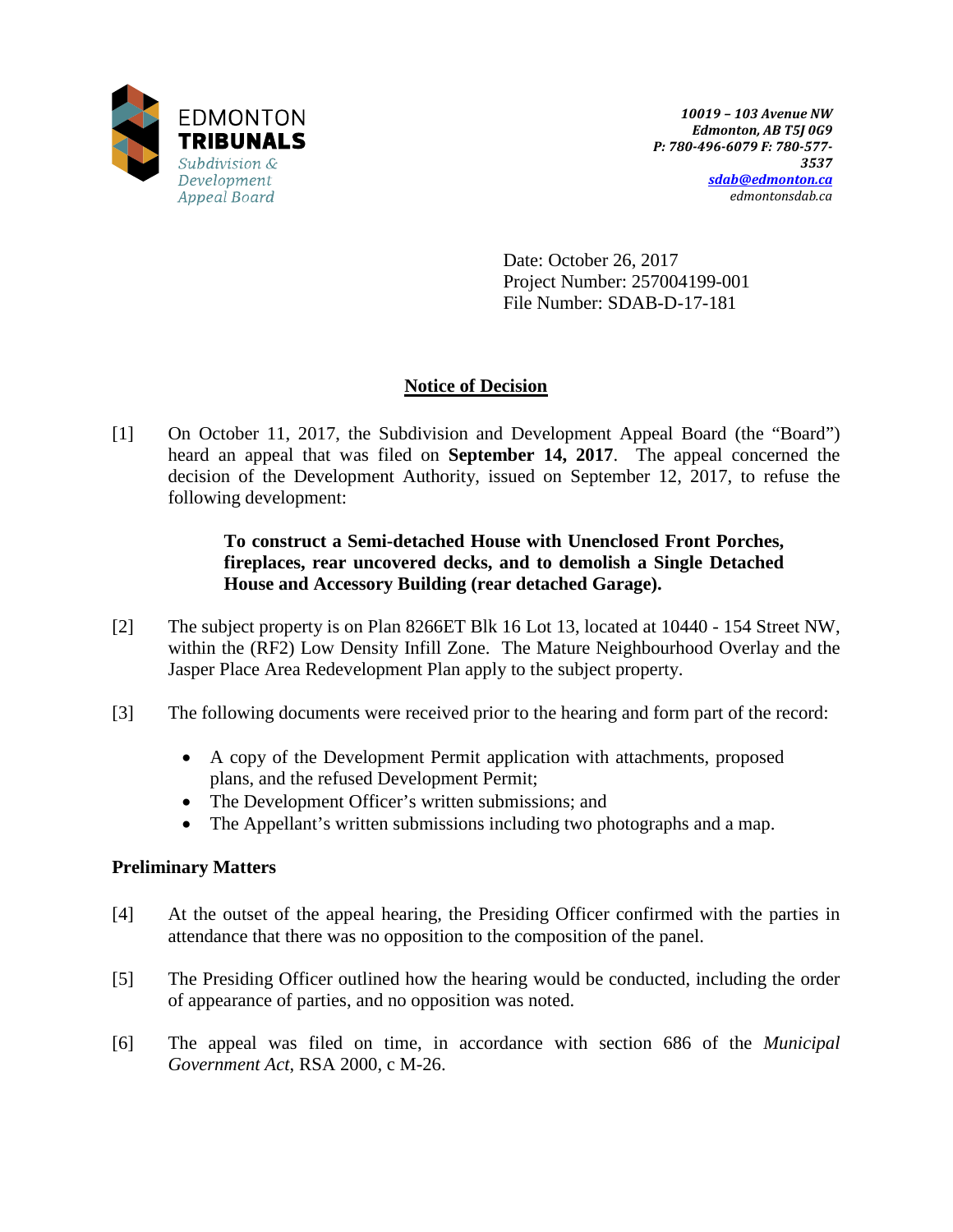EDMONTON
**TRIBUNALS**
*Subdivision & Development Appeal Board*

***10019 – 103 Avenue NW***
***Edmonton, AB T5J 0G9***
***P: 780-496-6079 F: 780-577-3537***
***sdab@edmonton.ca***
*edmontonsdab.ca*

Date: October 26, 2017
Project Number: 257004199-001
File Number: SDAB-D-17-181

## Notice of Decision

[1] On October 11, 2017, the Subdivision and Development Appeal Board (the "Board") heard an appeal that was filed on **September 14, 2017**. The appeal concerned the decision of the Development Authority, issued on September 12, 2017, to refuse the following development:

> **To construct a Semi-detached House with Unenclosed Front Porches, fireplaces, rear uncovered decks, and to demolish a Single Detached House and Accessory Building (rear detached Garage).**

[2] The subject property is on Plan 8266ET Blk 16 Lot 13, located at 10440 - 154 Street NW, within the (RF2) Low Density Infill Zone. The Mature Neighbourhood Overlay and the Jasper Place Area Redevelopment Plan apply to the subject property.

[3] The following documents were received prior to the hearing and form part of the record:

- A copy of the Development Permit application with attachments, proposed plans, and the refused Development Permit;
- The Development Officer's written submissions; and
- The Appellant's written submissions including two photographs and a map.

### Preliminary Matters

[4] At the outset of the appeal hearing, the Presiding Officer confirmed with the parties in attendance that there was no opposition to the composition of the panel.

[5] The Presiding Officer outlined how the hearing would be conducted, including the order of appearance of parties, and no opposition was noted.

[6] The appeal was filed on time, in accordance with section 686 of the *Municipal Government Act*, RSA 2000, c M-26.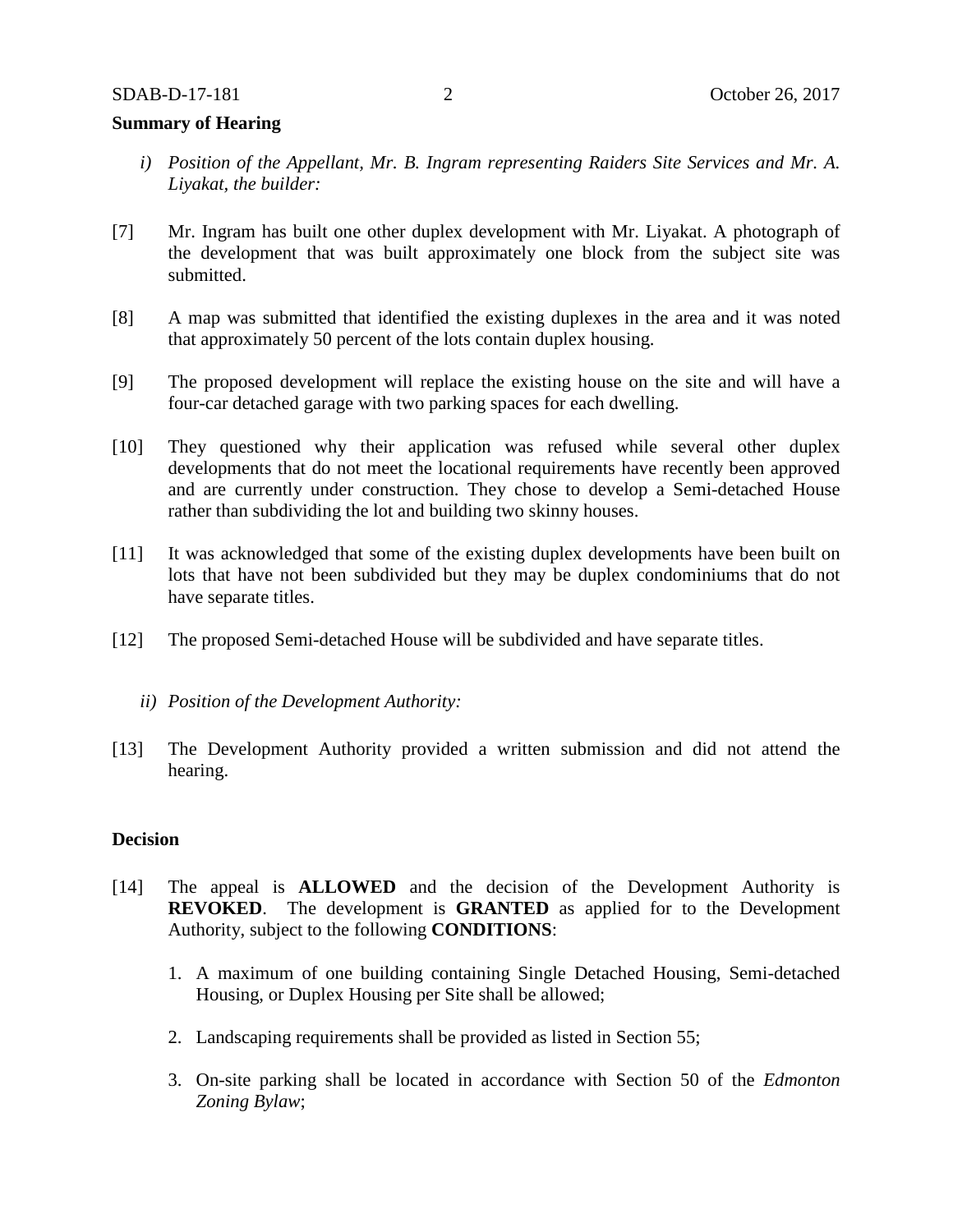**Summary of Hearing**

*i) Position of the Appellant, Mr. B. Ingram representing Raiders Site Services and Mr. A. Liyakat, the builder:*

[7] Mr. Ingram has built one other duplex development with Mr. Liyakat. A photograph of the development that was built approximately one block from the subject site was submitted.

[8] A map was submitted that identified the existing duplexes in the area and it was noted that approximately 50 percent of the lots contain duplex housing.

[9] The proposed development will replace the existing house on the site and will have a four-car detached garage with two parking spaces for each dwelling.

[10] They questioned why their application was refused while several other duplex developments that do not meet the locational requirements have recently been approved and are currently under construction. They chose to develop a Semi-detached House rather than subdividing the lot and building two skinny houses.

[11] It was acknowledged that some of the existing duplex developments have been built on lots that have not been subdivided but they may be duplex condominiums that do not have separate titles.

[12] The proposed Semi-detached House will be subdivided and have separate titles.

*ii) Position of the Development Authority:*

[13] The Development Authority provided a written submission and did not attend the hearing.

**Decision**

[14] The appeal is **ALLOWED** and the decision of the Development Authority is **REVOKED**. The development is **GRANTED** as applied for to the Development Authority, subject to the following **CONDITIONS**:

1. A maximum of one building containing Single Detached Housing, Semi-detached Housing, or Duplex Housing per Site shall be allowed;

2. Landscaping requirements shall be provided as listed in Section 55;

3. On-site parking shall be located in accordance with Section 50 of the *Edmonton Zoning Bylaw*;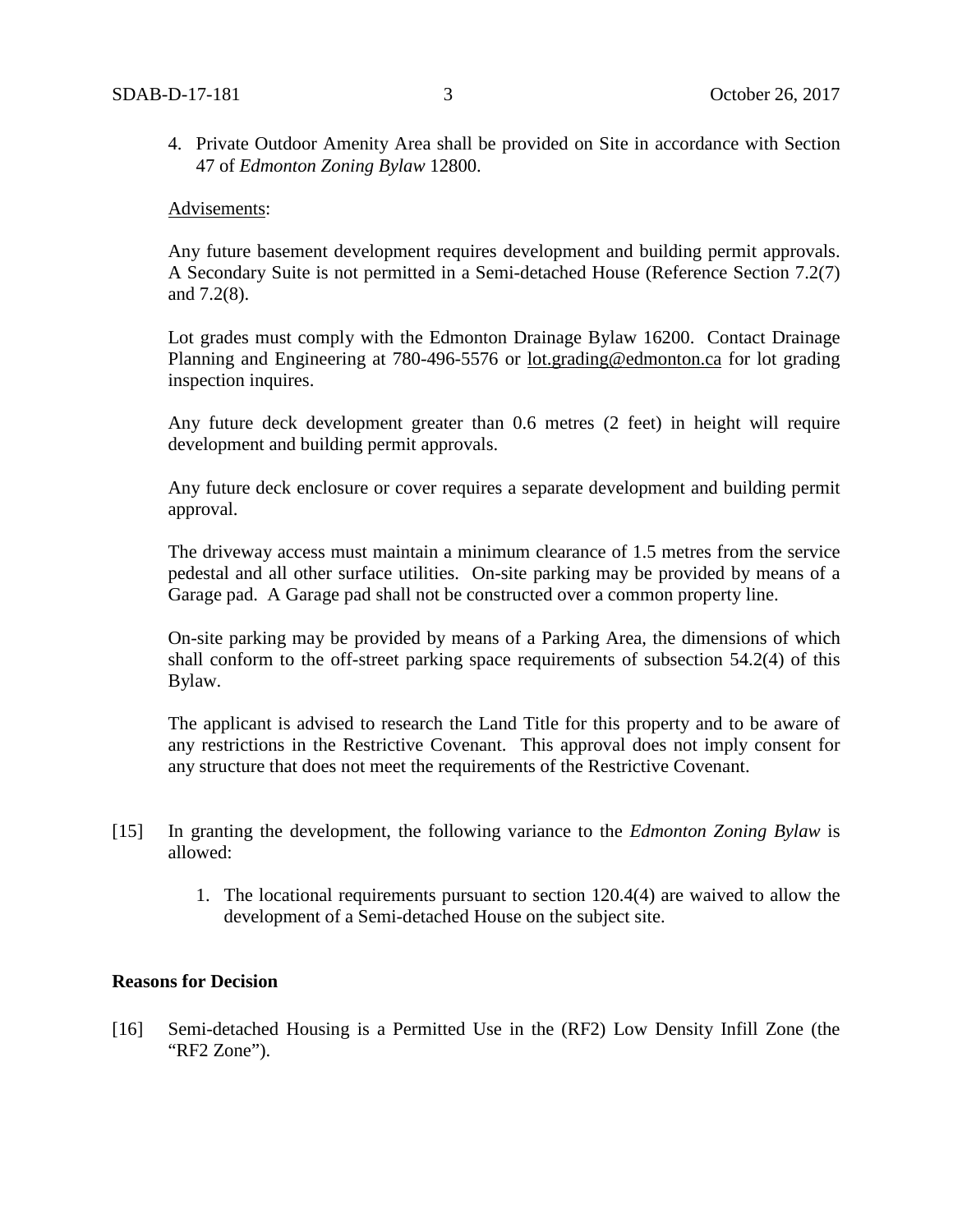4. Private Outdoor Amenity Area shall be provided on Site in accordance with Section 47 of *Edmonton Zoning Bylaw* 12800.

Advisements:

Any future basement development requires development and building permit approvals. A Secondary Suite is not permitted in a Semi-detached House (Reference Section 7.2(7) and 7.2(8).

Lot grades must comply with the Edmonton Drainage Bylaw 16200. Contact Drainage Planning and Engineering at 780-496-5576 or lot.grading@edmonton.ca for lot grading inspection inquires.

Any future deck development greater than 0.6 metres (2 feet) in height will require development and building permit approvals.

Any future deck enclosure or cover requires a separate development and building permit approval.

The driveway access must maintain a minimum clearance of 1.5 metres from the service pedestal and all other surface utilities. On-site parking may be provided by means of a Garage pad. A Garage pad shall not be constructed over a common property line.

On-site parking may be provided by means of a Parking Area, the dimensions of which shall conform to the off-street parking space requirements of subsection 54.2(4) of this Bylaw.

The applicant is advised to research the Land Title for this property and to be aware of any restrictions in the Restrictive Covenant. This approval does not imply consent for any structure that does not meet the requirements of the Restrictive Covenant.

[15] In granting the development, the following variance to the *Edmonton Zoning Bylaw* is allowed:

1. The locational requirements pursuant to section 120.4(4) are waived to allow the development of a Semi-detached House on the subject site.

**Reasons for Decision**

[16] Semi-detached Housing is a Permitted Use in the (RF2) Low Density Infill Zone (the "RF2 Zone").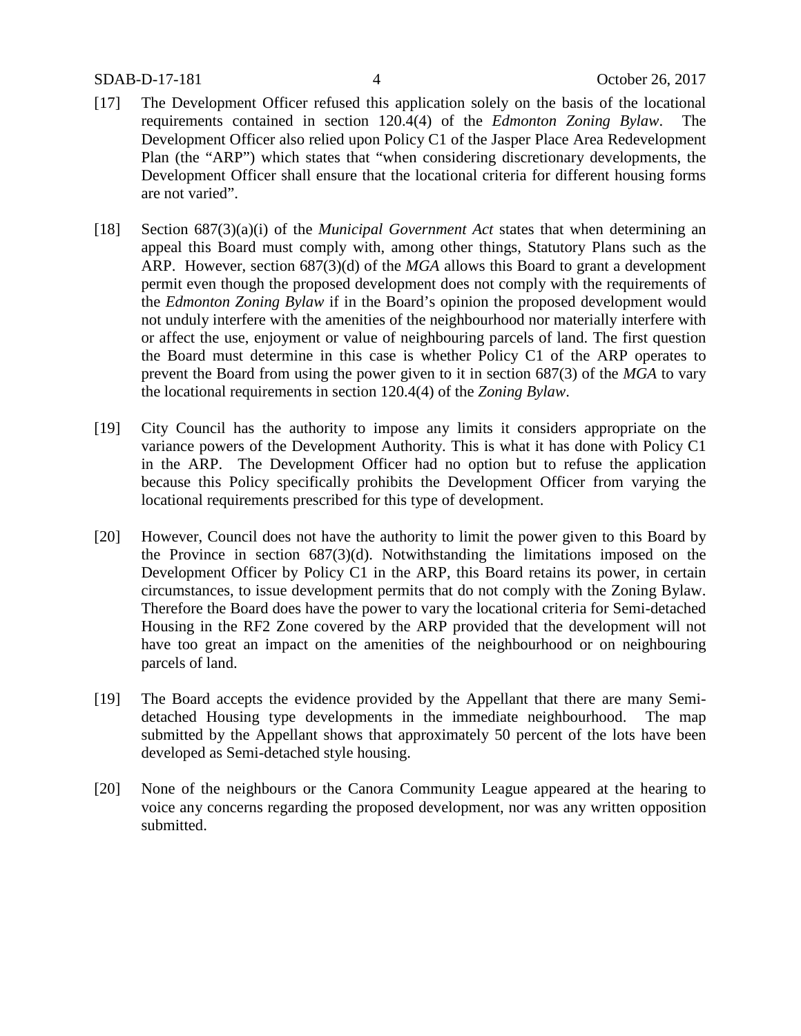[17] The Development Officer refused this application solely on the basis of the locational requirements contained in section 120.4(4) of the *Edmonton Zoning Bylaw*. The Development Officer also relied upon Policy C1 of the Jasper Place Area Redevelopment Plan (the "ARP") which states that "when considering discretionary developments, the Development Officer shall ensure that the locational criteria for different housing forms are not varied".

[18] Section 687(3)(a)(i) of the *Municipal Government Act* states that when determining an appeal this Board must comply with, among other things, Statutory Plans such as the ARP. However, section 687(3)(d) of the *MGA* allows this Board to grant a development permit even though the proposed development does not comply with the requirements of the *Edmonton Zoning Bylaw* if in the Board's opinion the proposed development would not unduly interfere with the amenities of the neighbourhood nor materially interfere with or affect the use, enjoyment or value of neighbouring parcels of land. The first question the Board must determine in this case is whether Policy C1 of the ARP operates to prevent the Board from using the power given to it in section 687(3) of the *MGA* to vary the locational requirements in section 120.4(4) of the *Zoning Bylaw*.

[19] City Council has the authority to impose any limits it considers appropriate on the variance powers of the Development Authority. This is what it has done with Policy C1 in the ARP. The Development Officer had no option but to refuse the application because this Policy specifically prohibits the Development Officer from varying the locational requirements prescribed for this type of development.

[20] However, Council does not have the authority to limit the power given to this Board by the Province in section 687(3)(d). Notwithstanding the limitations imposed on the Development Officer by Policy C1 in the ARP, this Board retains its power, in certain circumstances, to issue development permits that do not comply with the Zoning Bylaw. Therefore the Board does have the power to vary the locational criteria for Semi-detached Housing in the RF2 Zone covered by the ARP provided that the development will not have too great an impact on the amenities of the neighbourhood or on neighbouring parcels of land.

[19] The Board accepts the evidence provided by the Appellant that there are many Semi-detached Housing type developments in the immediate neighbourhood. The map submitted by the Appellant shows that approximately 50 percent of the lots have been developed as Semi-detached style housing.

[20] None of the neighbours or the Canora Community League appeared at the hearing to voice any concerns regarding the proposed development, nor was any written opposition submitted.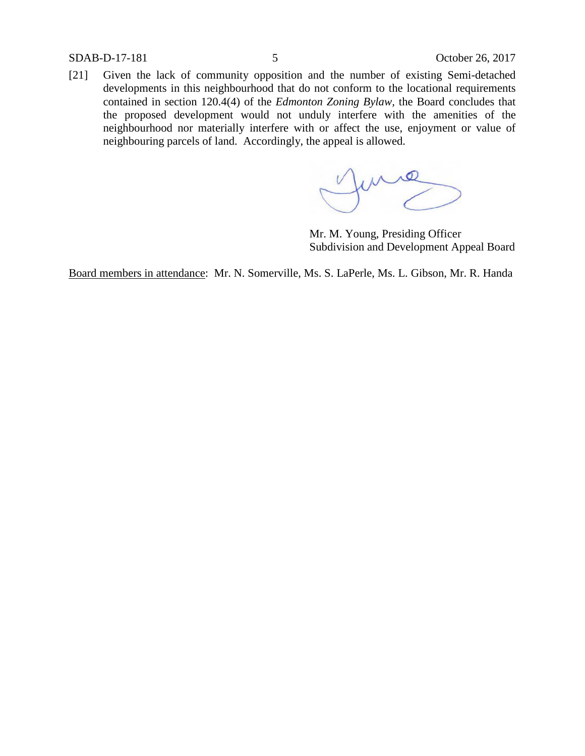[21] Given the lack of community opposition and the number of existing Semi-detached developments in this neighbourhood that do not conform to the locational requirements contained in section 120.4(4) of the *Edmonton Zoning Bylaw*, the Board concludes that the proposed development would not unduly interfere with the amenities of the neighbourhood nor materially interfere with or affect the use, enjoyment or value of neighbouring parcels of land. Accordingly, the appeal is allowed.

Mr. M. Young, Presiding Officer
Subdivision and Development Appeal Board

Board members in attendance: Mr. N. Somerville, Ms. S. LaPerle, Ms. L. Gibson, Mr. R. Handa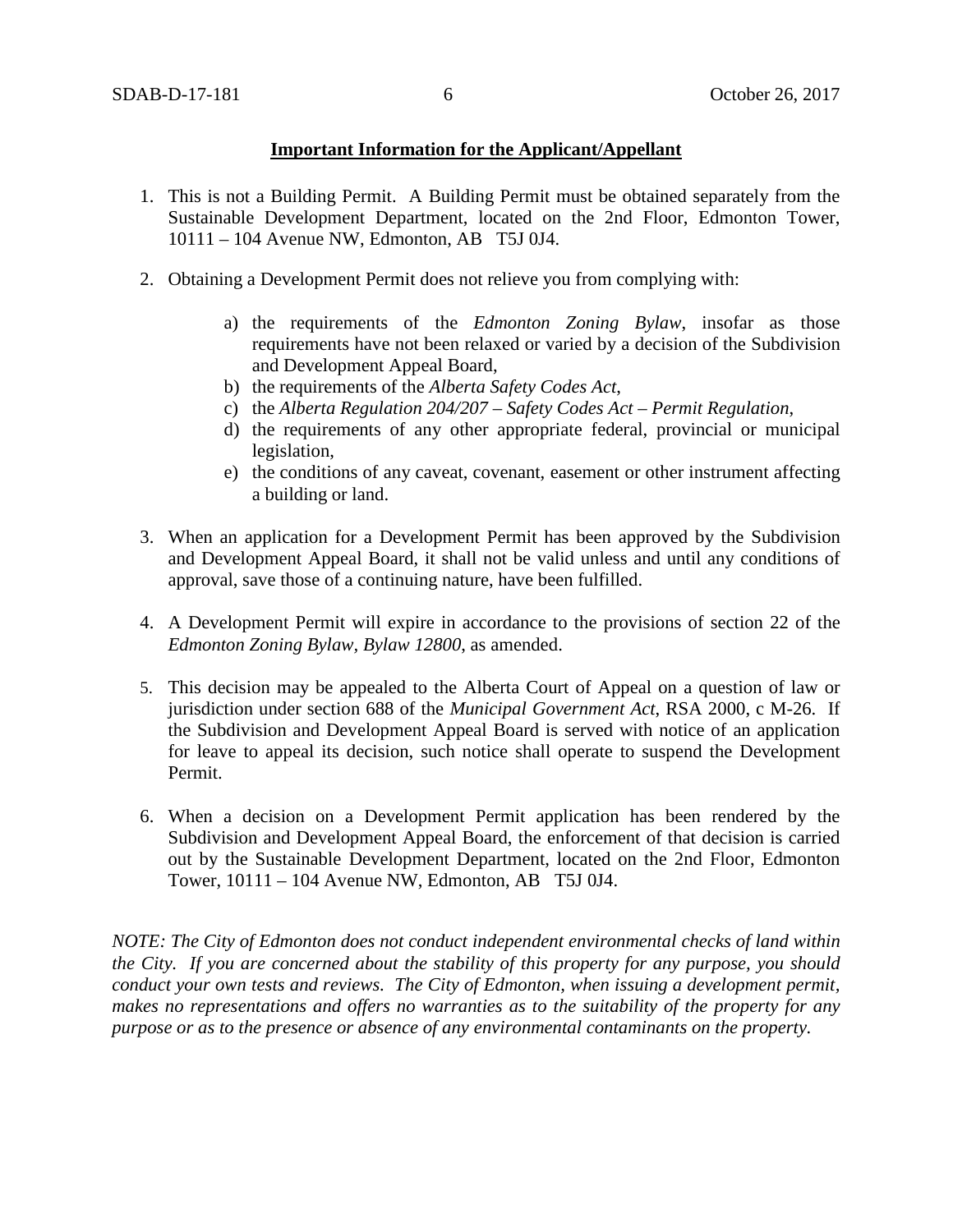**Important Information for the Applicant/Appellant**

1. This is not a Building Permit. A Building Permit must be obtained separately from the Sustainable Development Department, located on the 2nd Floor, Edmonton Tower, 10111 – 104 Avenue NW, Edmonton, AB T5J 0J4.

2. Obtaining a Development Permit does not relieve you from complying with:

    a) the requirements of the *Edmonton Zoning Bylaw*, insofar as those requirements have not been relaxed or varied by a decision of the Subdivision and Development Appeal Board,
    b) the requirements of the *Alberta Safety Codes Act*,
    c) the *Alberta Regulation 204/207 – Safety Codes Act – Permit Regulation*,
    d) the requirements of any other appropriate federal, provincial or municipal legislation,
    e) the conditions of any caveat, covenant, easement or other instrument affecting a building or land.

3. When an application for a Development Permit has been approved by the Subdivision and Development Appeal Board, it shall not be valid unless and until any conditions of approval, save those of a continuing nature, have been fulfilled.

4. A Development Permit will expire in accordance to the provisions of section 22 of the *Edmonton Zoning Bylaw, Bylaw 12800*, as amended.

5. This decision may be appealed to the Alberta Court of Appeal on a question of law or jurisdiction under section 688 of the *Municipal Government Act*, RSA 2000, c M-26. If the Subdivision and Development Appeal Board is served with notice of an application for leave to appeal its decision, such notice shall operate to suspend the Development Permit.

6. When a decision on a Development Permit application has been rendered by the Subdivision and Development Appeal Board, the enforcement of that decision is carried out by the Sustainable Development Department, located on the 2nd Floor, Edmonton Tower, 10111 – 104 Avenue NW, Edmonton, AB T5J 0J4.

*NOTE: The City of Edmonton does not conduct independent environmental checks of land within the City. If you are concerned about the stability of this property for any purpose, you should conduct your own tests and reviews. The City of Edmonton, when issuing a development permit, makes no representations and offers no warranties as to the suitability of the property for any purpose or as to the presence or absence of any environmental contaminants on the property.*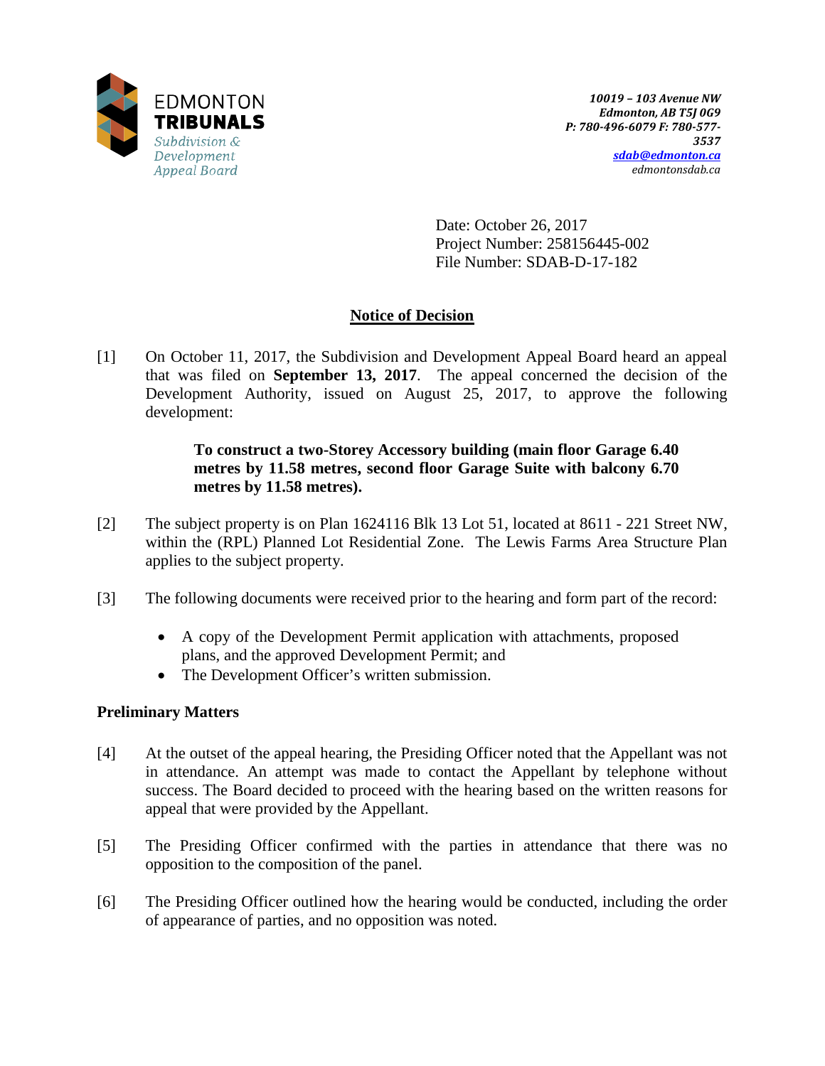EDMONTON
**TRIBUNALS**
*Subdivision & Development Appeal Board*

*10019 – 103 Avenue NW*
*Edmonton, AB T5J 0G9*
*P: 780-496-6079 F: 780-577-3537*
*sdab@edmonton.ca*
*edmontonsdab.ca*

Date: October 26, 2017
Project Number: 258156445-002
File Number: SDAB-D-17-182

## Notice of Decision

[1] On October 11, 2017, the Subdivision and Development Appeal Board heard an appeal that was filed on **September 13, 2017**. The appeal concerned the decision of the Development Authority, issued on August 25, 2017, to approve the following development:

> **To construct a two-Storey Accessory building (main floor Garage 6.40 metres by 11.58 metres, second floor Garage Suite with balcony 6.70 metres by 11.58 metres).**

[2] The subject property is on Plan 1624116 Blk 13 Lot 51, located at 8611 - 221 Street NW, within the (RPL) Planned Lot Residential Zone. The Lewis Farms Area Structure Plan applies to the subject property.

[3] The following documents were received prior to the hearing and form part of the record:

- A copy of the Development Permit application with attachments, proposed plans, and the approved Development Permit; and
- The Development Officer's written submission.

### Preliminary Matters

[4] At the outset of the appeal hearing, the Presiding Officer noted that the Appellant was not in attendance. An attempt was made to contact the Appellant by telephone without success. The Board decided to proceed with the hearing based on the written reasons for appeal that were provided by the Appellant.

[5] The Presiding Officer confirmed with the parties in attendance that there was no opposition to the composition of the panel.

[6] The Presiding Officer outlined how the hearing would be conducted, including the order of appearance of parties, and no opposition was noted.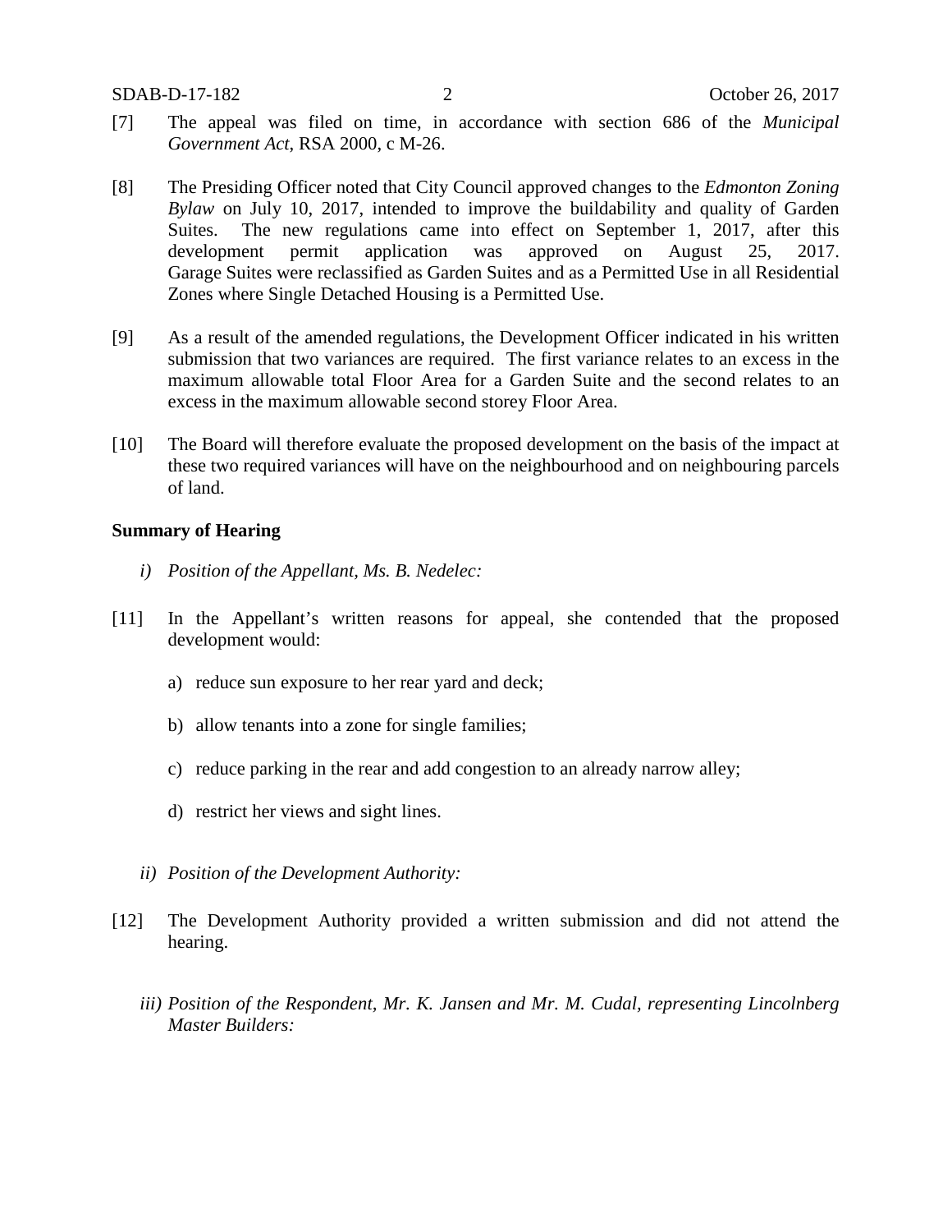[7] The appeal was filed on time, in accordance with section 686 of the *Municipal Government Act*, RSA 2000, c M-26.

[8] The Presiding Officer noted that City Council approved changes to the *Edmonton Zoning Bylaw* on July 10, 2017, intended to improve the buildability and quality of Garden Suites. The new regulations came into effect on September 1, 2017, after this development permit application was approved on August 25, 2017. Garage Suites were reclassified as Garden Suites and as a Permitted Use in all Residential Zones where Single Detached Housing is a Permitted Use.

[9] As a result of the amended regulations, the Development Officer indicated in his written submission that two variances are required. The first variance relates to an excess in the maximum allowable total Floor Area for a Garden Suite and the second relates to an excess in the maximum allowable second storey Floor Area.

[10] The Board will therefore evaluate the proposed development on the basis of the impact at these two required variances will have on the neighbourhood and on neighbouring parcels of land.

**Summary of Hearing**

*i) Position of the Appellant, Ms. B. Nedelec:*

[11] In the Appellant's written reasons for appeal, she contended that the proposed development would:

a) reduce sun exposure to her rear yard and deck;

b) allow tenants into a zone for single families;

c) reduce parking in the rear and add congestion to an already narrow alley;

d) restrict her views and sight lines.

*ii) Position of the Development Authority:*

[12] The Development Authority provided a written submission and did not attend the hearing.

*iii) Position of the Respondent, Mr. K. Jansen and Mr. M. Cudal, representing Lincolnberg Master Builders:*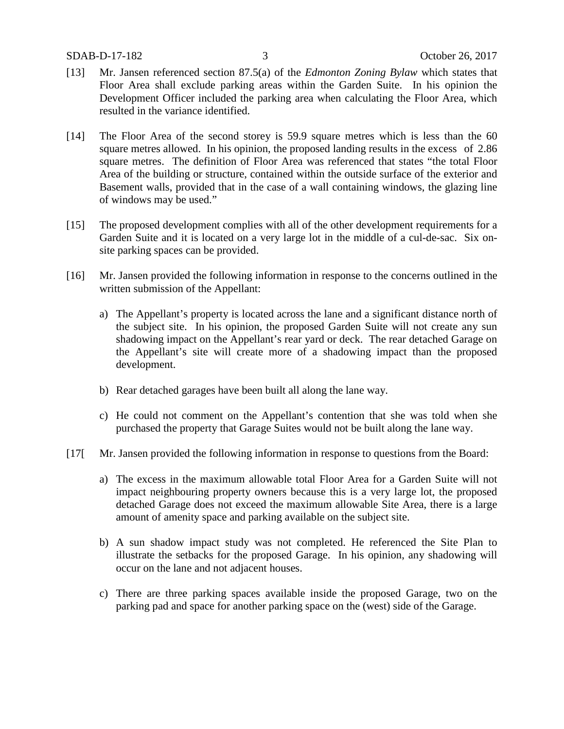[13] Mr. Jansen referenced section 87.5(a) of the *Edmonton Zoning Bylaw* which states that Floor Area shall exclude parking areas within the Garden Suite. In his opinion the Development Officer included the parking area when calculating the Floor Area, which resulted in the variance identified.

[14] The Floor Area of the second storey is 59.9 square metres which is less than the 60 square metres allowed. In his opinion, the proposed landing results in the excess of 2.86 square metres. The definition of Floor Area was referenced that states "the total Floor Area of the building or structure, contained within the outside surface of the exterior and Basement walls, provided that in the case of a wall containing windows, the glazing line of windows may be used."

[15] The proposed development complies with all of the other development requirements for a Garden Suite and it is located on a very large lot in the middle of a cul-de-sac. Six on-site parking spaces can be provided.

[16] Mr. Jansen provided the following information in response to the concerns outlined in the written submission of the Appellant:

a) The Appellant's property is located across the lane and a significant distance north of the subject site. In his opinion, the proposed Garden Suite will not create any sun shadowing impact on the Appellant's rear yard or deck. The rear detached Garage on the Appellant's site will create more of a shadowing impact than the proposed development.

b) Rear detached garages have been built all along the lane way.

c) He could not comment on the Appellant's contention that she was told when she purchased the property that Garage Suites would not be built along the lane way.

[17[ Mr. Jansen provided the following information in response to questions from the Board:

a) The excess in the maximum allowable total Floor Area for a Garden Suite will not impact neighbouring property owners because this is a very large lot, the proposed detached Garage does not exceed the maximum allowable Site Area, there is a large amount of amenity space and parking available on the subject site.

b) A sun shadow impact study was not completed. He referenced the Site Plan to illustrate the setbacks for the proposed Garage. In his opinion, any shadowing will occur on the lane and not adjacent houses.

c) There are three parking spaces available inside the proposed Garage, two on the parking pad and space for another parking space on the (west) side of the Garage.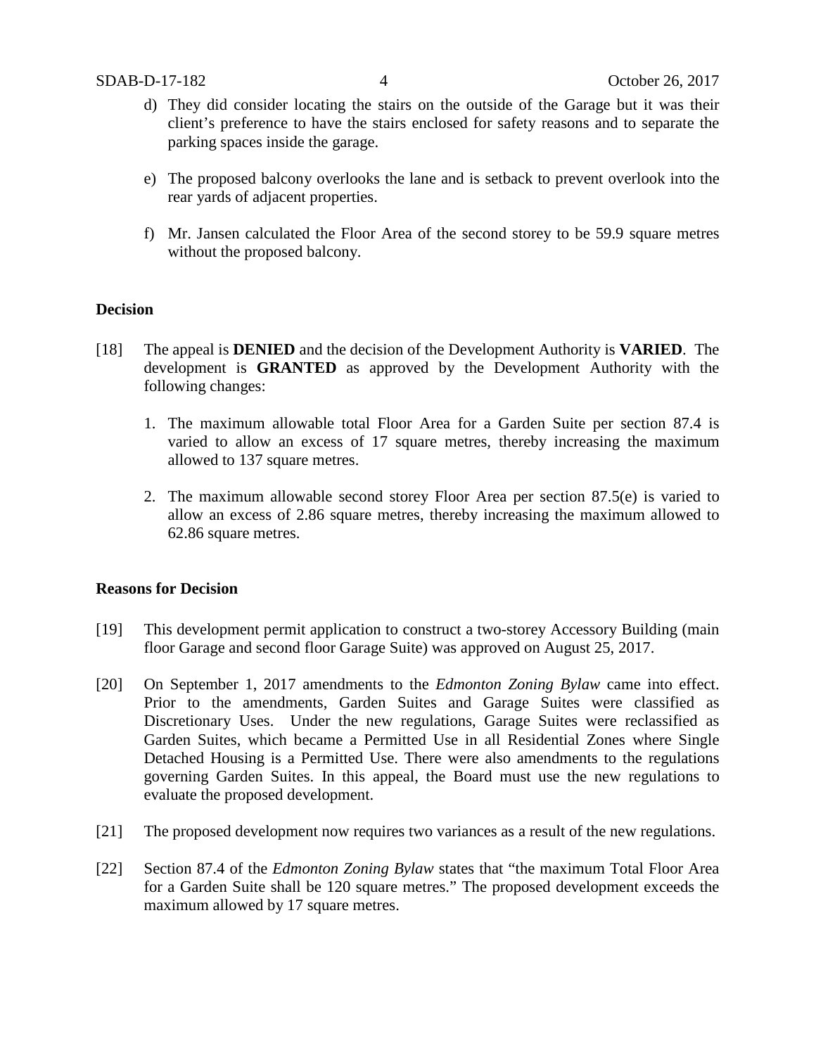d) They did consider locating the stairs on the outside of the Garage but it was their client's preference to have the stairs enclosed for safety reasons and to separate the parking spaces inside the garage.

e) The proposed balcony overlooks the lane and is setback to prevent overlook into the rear yards of adjacent properties.

f) Mr. Jansen calculated the Floor Area of the second storey to be 59.9 square metres without the proposed balcony.

## Decision

[18] The appeal is **DENIED** and the decision of the Development Authority is **VARIED**. The development is **GRANTED** as approved by the Development Authority with the following changes:

1. The maximum allowable total Floor Area for a Garden Suite per section 87.4 is varied to allow an excess of 17 square metres, thereby increasing the maximum allowed to 137 square metres.

2. The maximum allowable second storey Floor Area per section 87.5(e) is varied to allow an excess of 2.86 square metres, thereby increasing the maximum allowed to 62.86 square metres.

## Reasons for Decision

[19] This development permit application to construct a two-storey Accessory Building (main floor Garage and second floor Garage Suite) was approved on August 25, 2017.

[20] On September 1, 2017 amendments to the *Edmonton Zoning Bylaw* came into effect. Prior to the amendments, Garden Suites and Garage Suites were classified as Discretionary Uses. Under the new regulations, Garage Suites were reclassified as Garden Suites, which became a Permitted Use in all Residential Zones where Single Detached Housing is a Permitted Use. There were also amendments to the regulations governing Garden Suites. In this appeal, the Board must use the new regulations to evaluate the proposed development.

[21] The proposed development now requires two variances as a result of the new regulations.

[22] Section 87.4 of the *Edmonton Zoning Bylaw* states that "the maximum Total Floor Area for a Garden Suite shall be 120 square metres." The proposed development exceeds the maximum allowed by 17 square metres.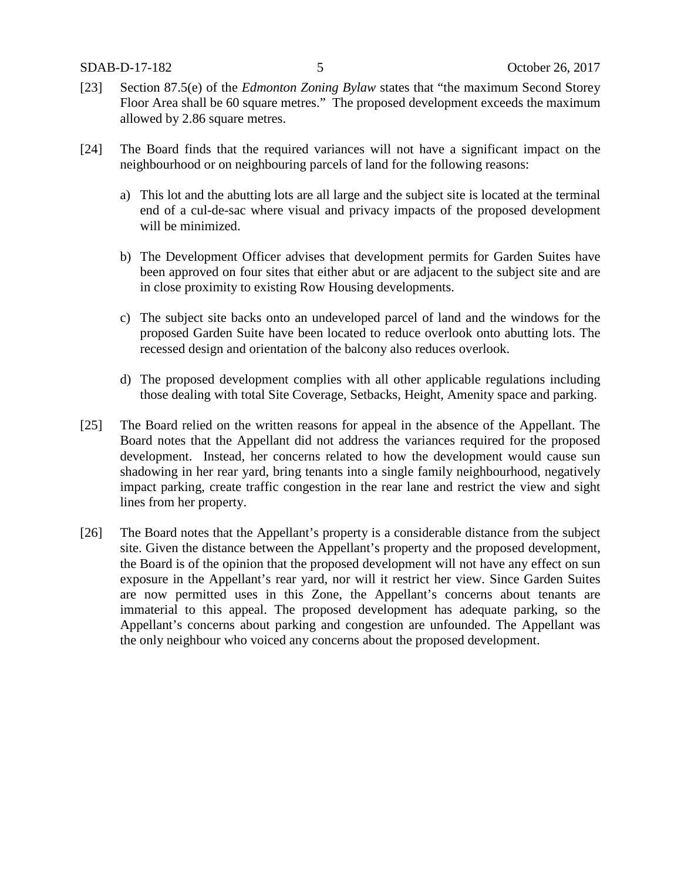[23] Section 87.5(e) of the *Edmonton Zoning Bylaw* states that "the maximum Second Storey Floor Area shall be 60 square metres." The proposed development exceeds the maximum allowed by 2.86 square metres.

[24] The Board finds that the required variances will not have a significant impact on the neighbourhood or on neighbouring parcels of land for the following reasons:

a) This lot and the abutting lots are all large and the subject site is located at the terminal end of a cul-de-sac where visual and privacy impacts of the proposed development will be minimized.

b) The Development Officer advises that development permits for Garden Suites have been approved on four sites that either abut or are adjacent to the subject site and are in close proximity to existing Row Housing developments.

c) The subject site backs onto an undeveloped parcel of land and the windows for the proposed Garden Suite have been located to reduce overlook onto abutting lots. The recessed design and orientation of the balcony also reduces overlook.

d) The proposed development complies with all other applicable regulations including those dealing with total Site Coverage, Setbacks, Height, Amenity space and parking.

[25] The Board relied on the written reasons for appeal in the absence of the Appellant. The Board notes that the Appellant did not address the variances required for the proposed development. Instead, her concerns related to how the development would cause sun shadowing in her rear yard, bring tenants into a single family neighbourhood, negatively impact parking, create traffic congestion in the rear lane and restrict the view and sight lines from her property.

[26] The Board notes that the Appellant's property is a considerable distance from the subject site. Given the distance between the Appellant's property and the proposed development, the Board is of the opinion that the proposed development will not have any effect on sun exposure in the Appellant's rear yard, nor will it restrict her view. Since Garden Suites are now permitted uses in this Zone, the Appellant's concerns about tenants are immaterial to this appeal. The proposed development has adequate parking, so the Appellant's concerns about parking and congestion are unfounded. The Appellant was the only neighbour who voiced any concerns about the proposed development.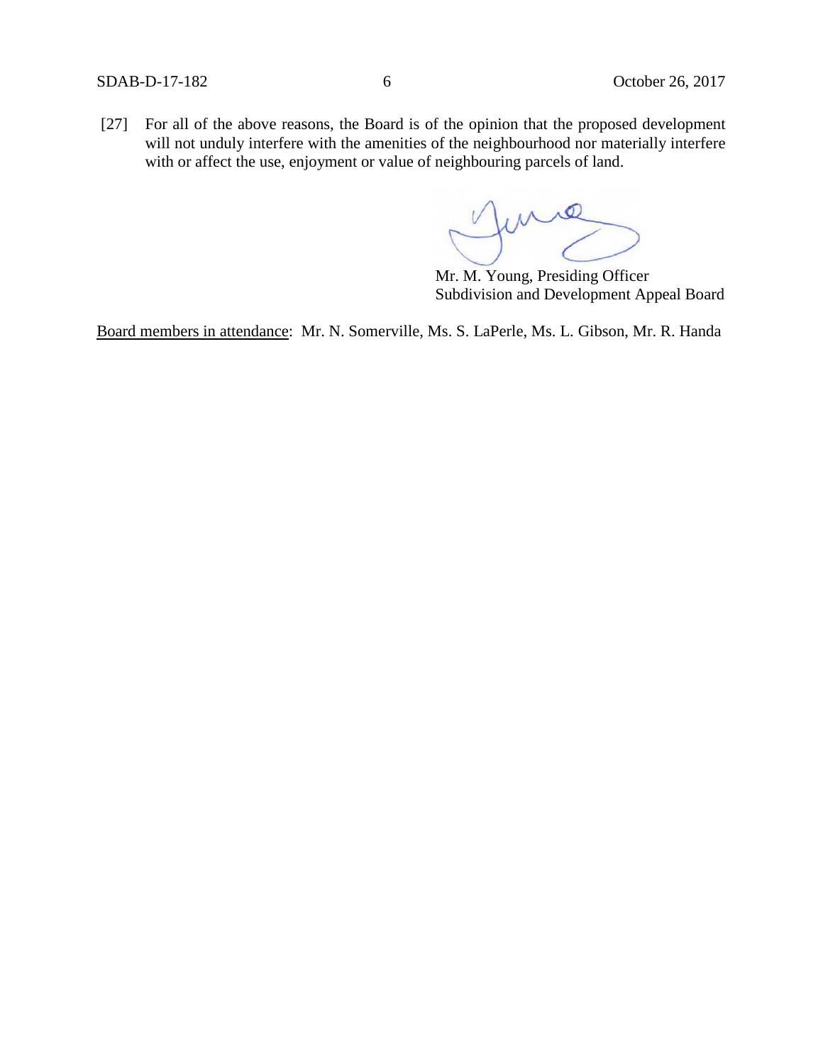[27] For all of the above reasons, the Board is of the opinion that the proposed development will not unduly interfere with the amenities of the neighbourhood nor materially interfere with or affect the use, enjoyment or value of neighbouring parcels of land.

Mr. M. Young, Presiding Officer
Subdivision and Development Appeal Board

Board members in attendance: Mr. N. Somerville, Ms. S. LaPerle, Ms. L. Gibson, Mr. R. Handa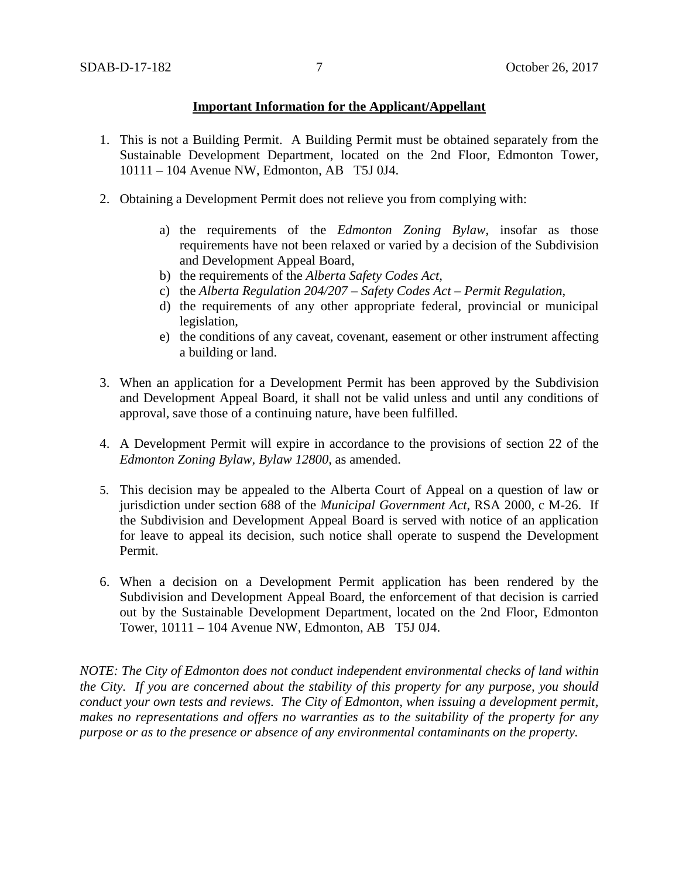**Important Information for the Applicant/Appellant**

1. This is not a Building Permit. A Building Permit must be obtained separately from the Sustainable Development Department, located on the 2nd Floor, Edmonton Tower, 10111 – 104 Avenue NW, Edmonton, AB T5J 0J4.

2. Obtaining a Development Permit does not relieve you from complying with:

   a) the requirements of the *Edmonton Zoning Bylaw*, insofar as those requirements have not been relaxed or varied by a decision of the Subdivision and Development Appeal Board,
   b) the requirements of the *Alberta Safety Codes Act*,
   c) the *Alberta Regulation 204/207 – Safety Codes Act – Permit Regulation*,
   d) the requirements of any other appropriate federal, provincial or municipal legislation,
   e) the conditions of any caveat, covenant, easement or other instrument affecting a building or land.

3. When an application for a Development Permit has been approved by the Subdivision and Development Appeal Board, it shall not be valid unless and until any conditions of approval, save those of a continuing nature, have been fulfilled.

4. A Development Permit will expire in accordance to the provisions of section 22 of the *Edmonton Zoning Bylaw, Bylaw 12800*, as amended.

5. This decision may be appealed to the Alberta Court of Appeal on a question of law or jurisdiction under section 688 of the *Municipal Government Act*, RSA 2000, c M-26. If the Subdivision and Development Appeal Board is served with notice of an application for leave to appeal its decision, such notice shall operate to suspend the Development Permit.

6. When a decision on a Development Permit application has been rendered by the Subdivision and Development Appeal Board, the enforcement of that decision is carried out by the Sustainable Development Department, located on the 2nd Floor, Edmonton Tower, 10111 – 104 Avenue NW, Edmonton, AB T5J 0J4.

*NOTE: The City of Edmonton does not conduct independent environmental checks of land within the City. If you are concerned about the stability of this property for any purpose, you should conduct your own tests and reviews. The City of Edmonton, when issuing a development permit, makes no representations and offers no warranties as to the suitability of the property for any purpose or as to the presence or absence of any environmental contaminants on the property.*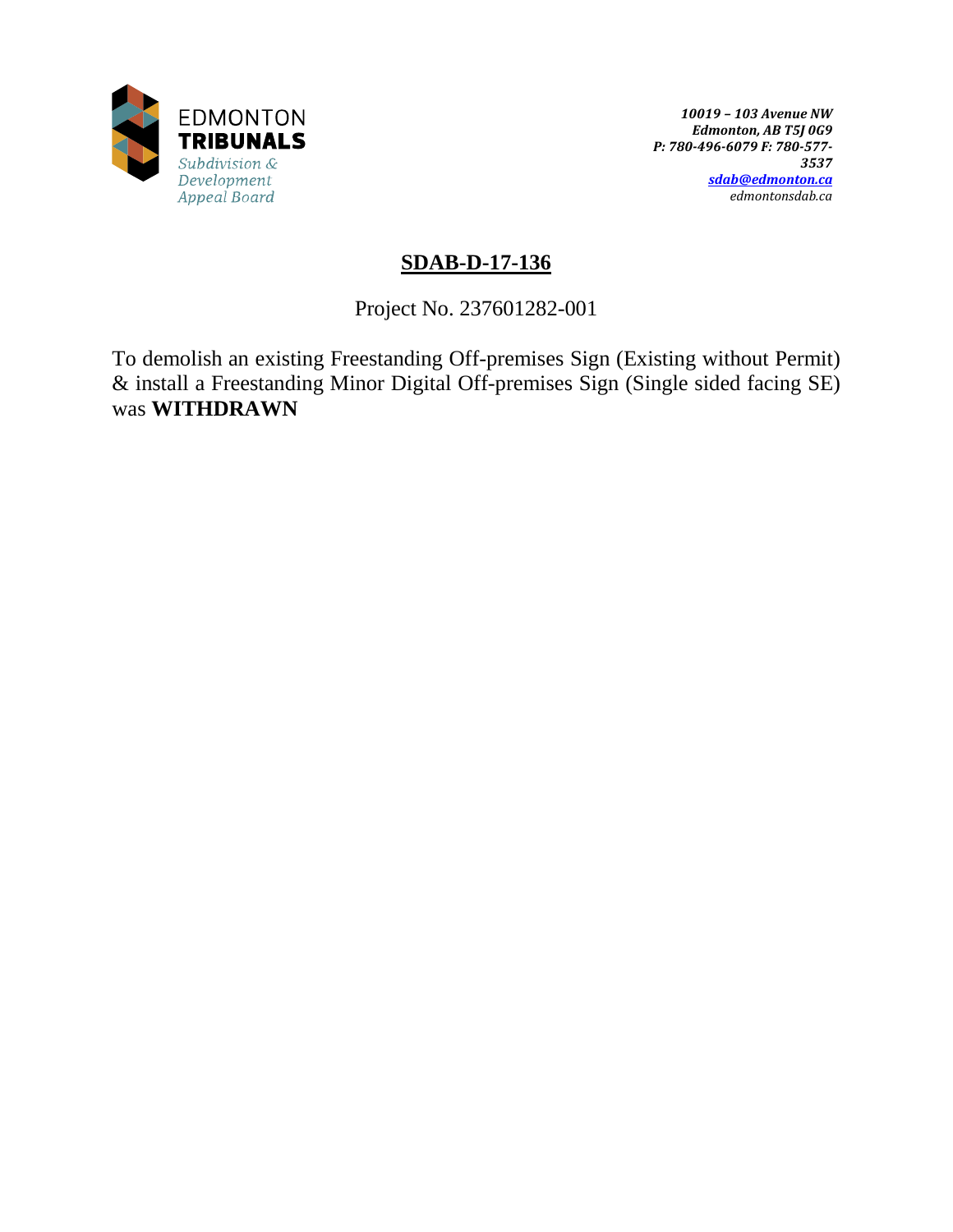EDMONTON
**TRIBUNALS**
*Subdivision & Development Appeal Board*

*10019 – 103 Avenue NW*
*Edmonton, AB T5J 0G9*
*P: 780-496-6079 F: 780-577-3537*
*sdab@edmonton.ca*
*edmontonsdab.ca*

# SDAB-D-17-136

Project No. 237601282-001

To demolish an existing Freestanding Off-premises Sign (Existing without Permit) & install a Freestanding Minor Digital Off-premises Sign (Single sided facing SE) was **WITHDRAWN**